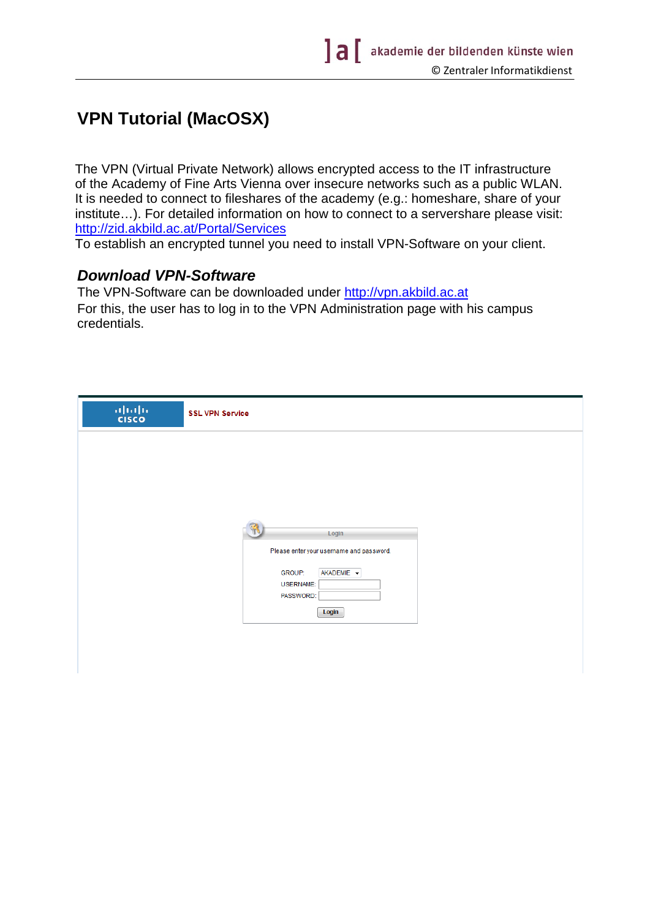# VPN Tutorial (MacOSX)

The VPN (Virtual Private Network) allows encrypted access to the IT infrastructure of the Academy of Fine Arts Vienna over insecure networks such as a public WLAN. It is needed to connect to fileshares of the academy (e.g.: homeshare, share of your institute…). For detailed information on how to connect to a servershare please visit: [http://zid.akbild.ac.at/Portal/Services](http://zid.akbild.ac.at/Portal/Services)
To establish an encrypted tunnel you need to install VPN-Software on your client.

## *Download VPN-Software*

The VPN-Software can be downloaded under [http://vpn.akbild.ac.at](http://vpn.akbild.ac.at)
For this, the user has to log in to the VPN Administration page with his campus credentials.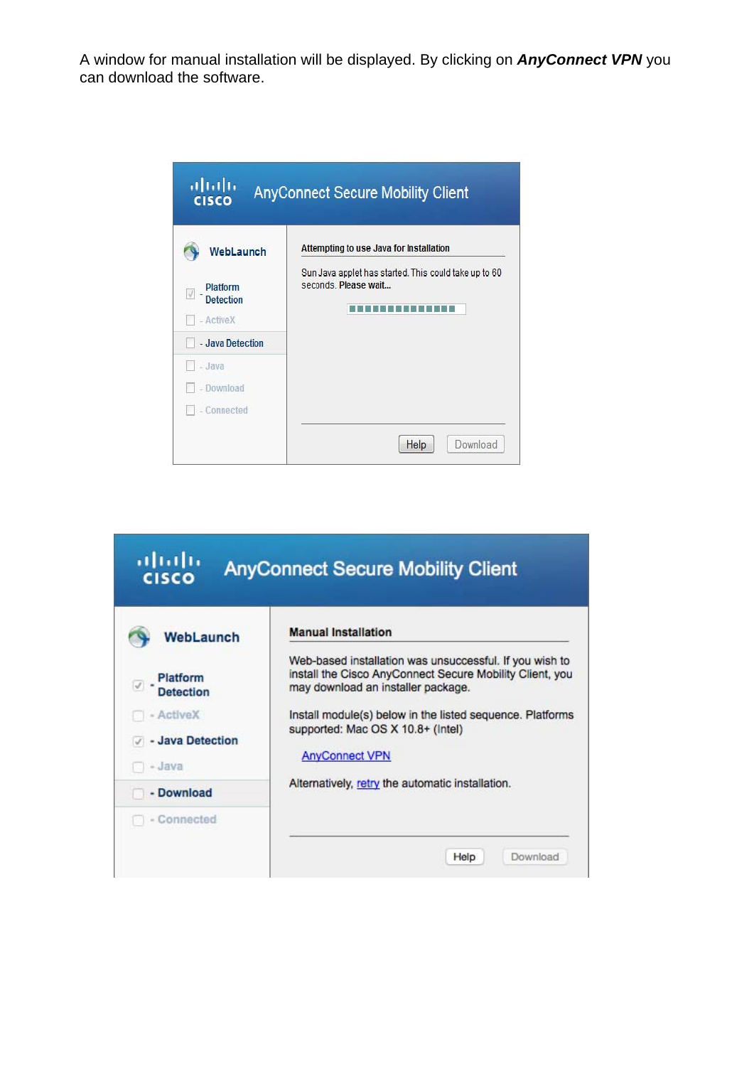A window for manual installation will be displayed. By clicking on ***AnyConnect VPN*** you can download the software.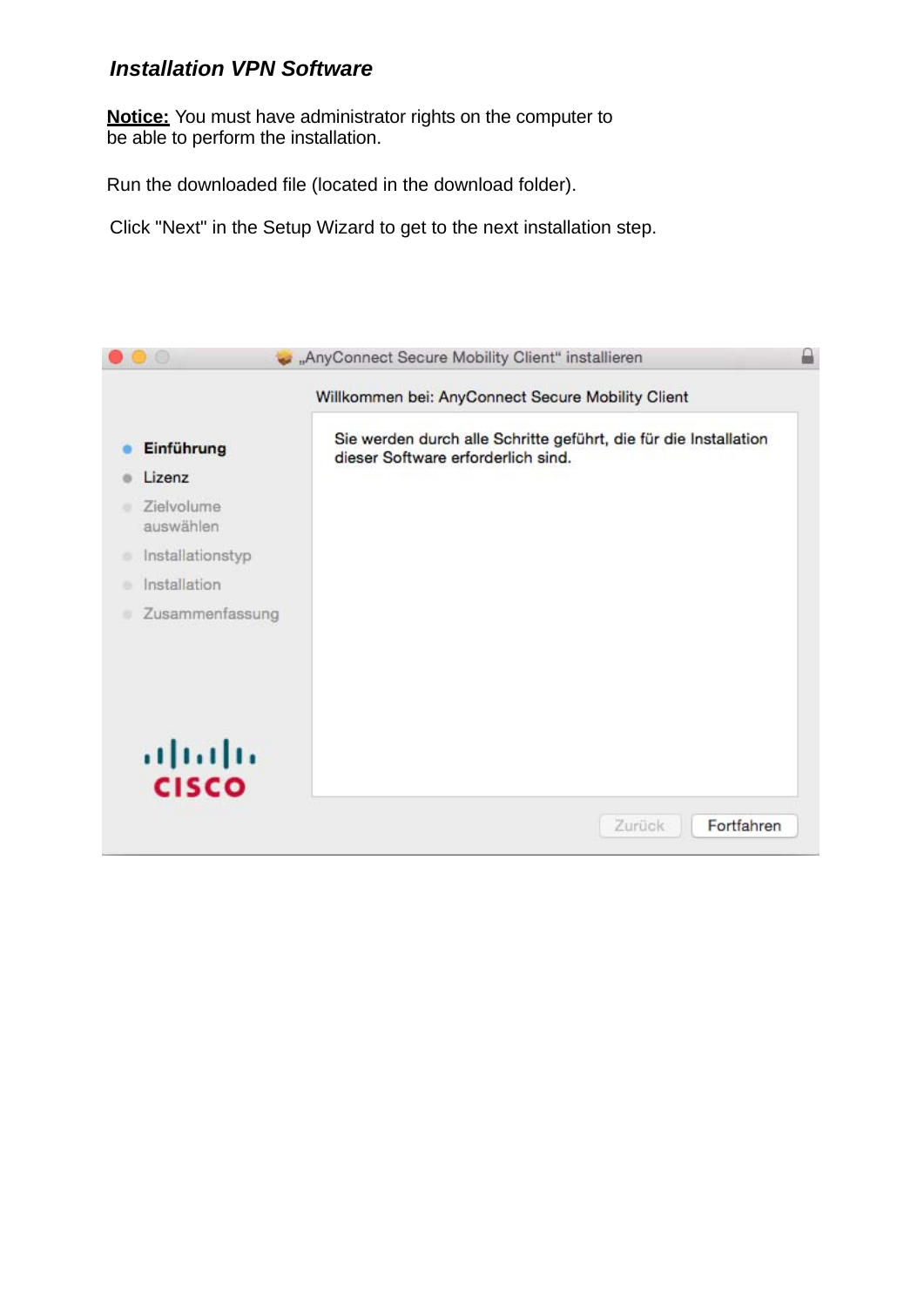### *Installation VPN Software*

**Notice:** You must have administrator rights on the computer to be able to perform the installation.

Run the downloaded file (located in the download folder).

Click "Next" in the Setup Wizard to get to the next installation step.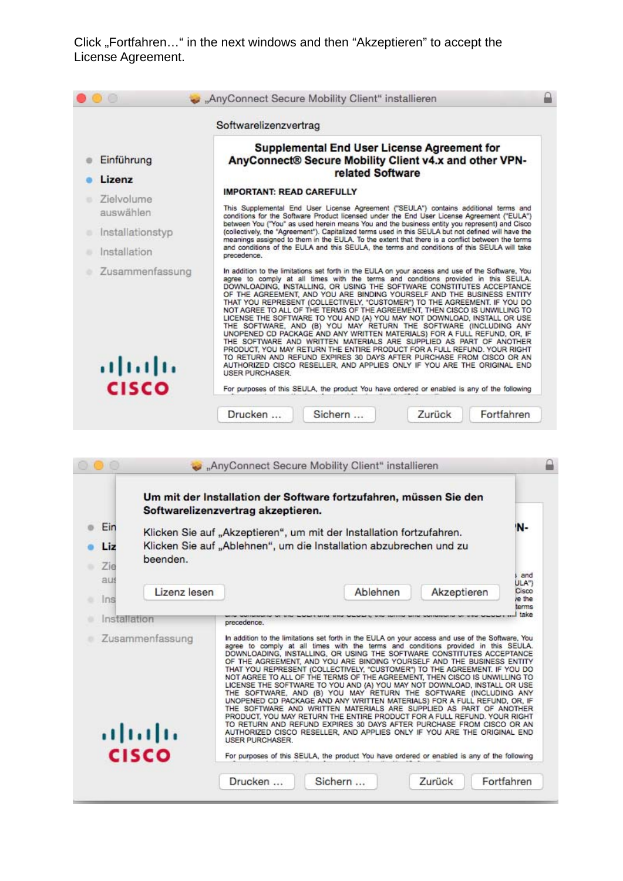Click „Fortfahren…" in the next windows and then "Akzeptieren" to accept the License Agreement.

„AnyConnect Secure Mobility Client" installieren

Softwarelizenzvertrag

- Einführung
- **Lizenz**
- Zielvolume auswählen
- Installationstyp
- Installation
- Zusammenfassung

**Supplemental End User License Agreement for AnyConnect® Secure Mobility Client v4.x and other VPN-related Software**

**IMPORTANT: READ CAREFULLY**

This Supplemental End User License Agreement ("SEULA") contains additional terms and conditions for the Software Product licensed under the End User License Agreement ("EULA") between You ("You" as used herein means You and the business entity you represent) and Cisco (collectively, the "Agreement"). Capitalized terms used in this SEULA but not defined will have the meanings assigned to them in the EULA. To the extent that there is a conflict between the terms and conditions of the EULA and this SEULA, the terms and conditions of this SEULA will take precedence.

In addition to the limitations set forth in the EULA on your access and use of the Software, You agree to comply at all times with the terms and conditions provided in this SEULA. DOWNLOADING, INSTALLING, OR USING THE SOFTWARE CONSTITUTES ACCEPTANCE OF THE AGREEMENT, AND YOU ARE BINDING YOURSELF AND THE BUSINESS ENTITY THAT YOU REPRESENT (COLLECTIVELY, "CUSTOMER") TO THE AGREEMENT. IF YOU DO NOT AGREE TO ALL OF THE TERMS OF THE AGREEMENT, THEN CISCO IS UNWILLING TO LICENSE THE SOFTWARE TO YOU AND (A) YOU MAY NOT DOWNLOAD, INSTALL OR USE THE SOFTWARE, AND (B) YOU MAY RETURN THE SOFTWARE (INCLUDING ANY UNOPENED CD PACKAGE AND ANY WRITTEN MATERIALS) FOR A FULL REFUND, OR, IF THE SOFTWARE AND WRITTEN MATERIALS ARE SUPPLIED AS PART OF ANOTHER PRODUCT, YOU MAY RETURN THE ENTIRE PRODUCT FOR A FULL REFUND. YOUR RIGHT TO RETURN AND REFUND EXPIRES 30 DAYS AFTER PURCHASE FROM CISCO OR AN AUTHORIZED CISCO RESELLER, AND APPLIES ONLY IF YOU ARE THE ORIGINAL END USER PURCHASER.

For purposes of this SEULA, the product You have ordered or enabled is any of the following

Drucken … | Sichern … | Zurück | Fortfahren

„AnyConnect Secure Mobility Client" installieren

**Um mit der Installation der Software fortzufahren, müssen Sie den Softwarelizenzvertrag akzeptieren.**

Klicken Sie auf „Akzeptieren", um mit der Installation fortzufahren.
Klicken Sie auf „Ablehnen", um die Installation abzubrechen und zu beenden.

Lizenz lesen | Ablehnen | Akzeptieren

Drucken … | Sichern … | Zurück | Fortfahren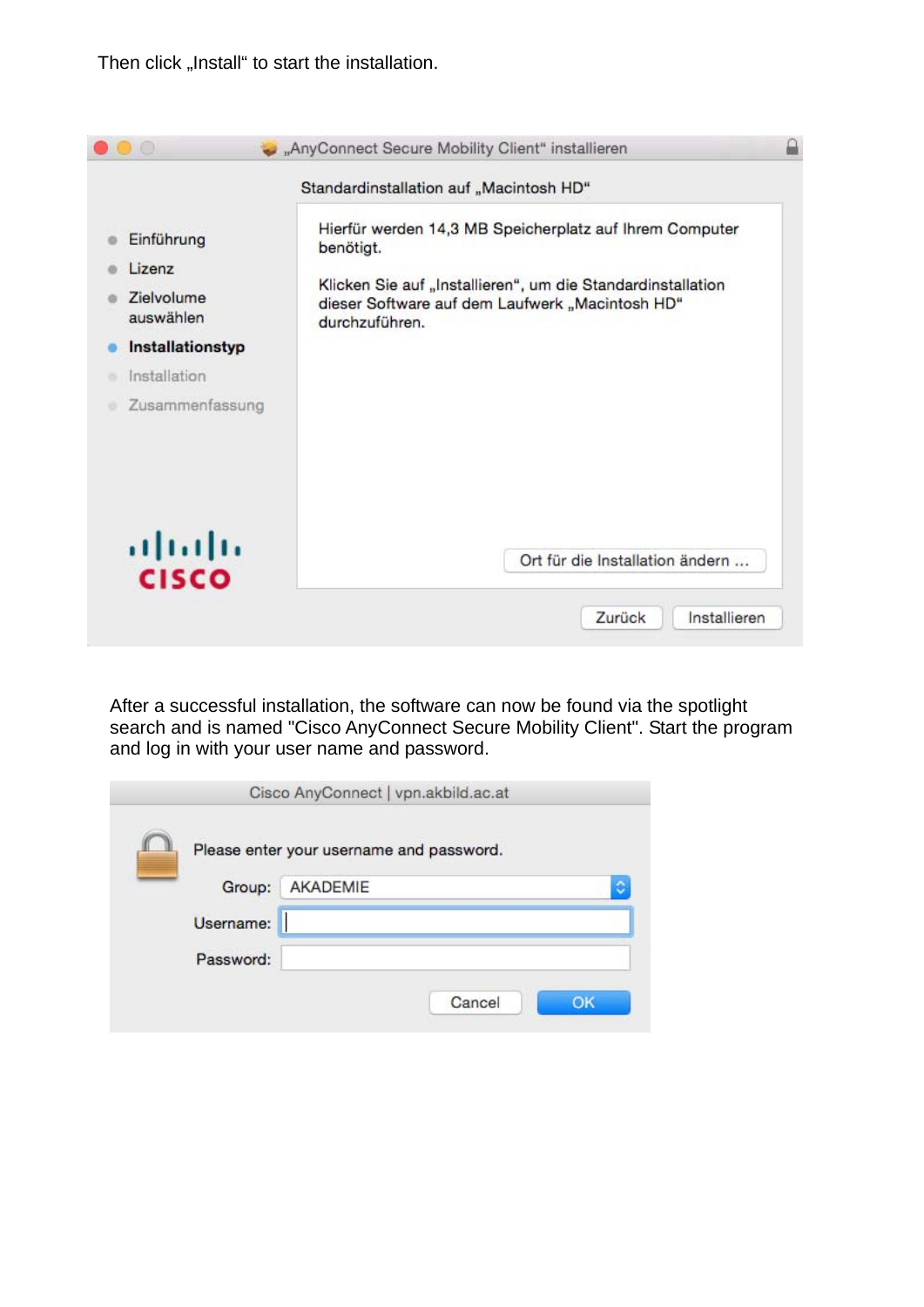Then click „Install“ to start the installation.

After a successful installation, the software can now be found via the spotlight search and is named "Cisco AnyConnect Secure Mobility Client". Start the program and log in with your user name and password.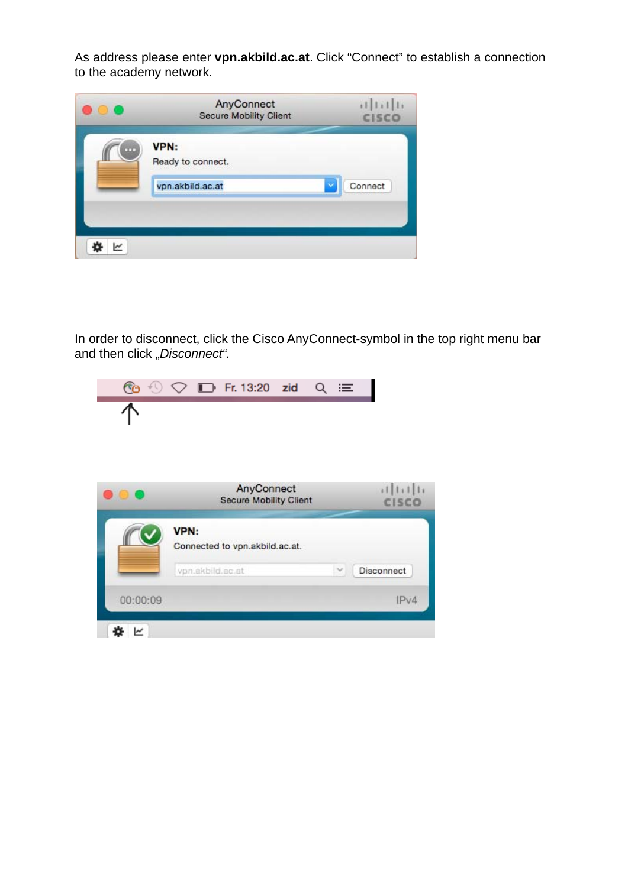As address please enter **vpn.akbild.ac.at**. Click "Connect" to establish a connection to the academy network.

In order to disconnect, click the Cisco AnyConnect-symbol in the top right menu bar and then click „*Disconnect*".